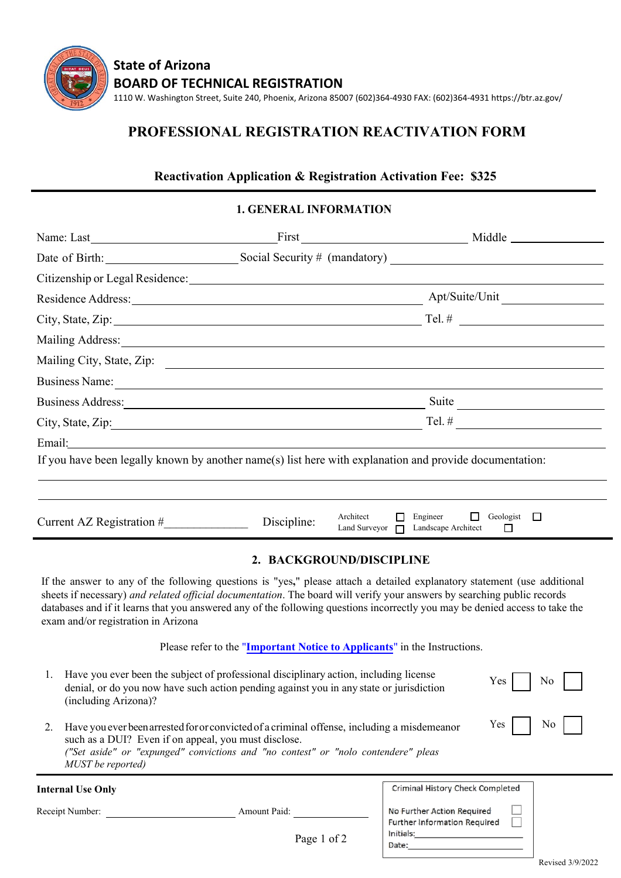**State of Arizona**
**BOARD OF TECHNICAL REGISTRATION**
1110 W. Washington Street, Suite 240, Phoenix, Arizona 85007 (602)364-4930 FAX: (602)364-4931 https://btr.az.gov/

# PROFESSIONAL REGISTRATION REACTIVATION FORM

### Reactivation Application & Registration Activation Fee: $325

## 1. GENERAL INFORMATION

Name: Last\_\_\_\_\_\_\_\_\_\_\_\_\_\_\_\_\_\_\_\_ First \_\_\_\_\_\_\_\_\_\_\_\_\_\_\_\_\_\_\_\_ Middle \_\_\_\_\_\_\_\_\_\_\_\_

Date of Birth:\_\_\_\_\_\_\_\_\_\_\_\_\_\_\_\_ Social Security # (mandatory) \_\_\_\_\_\_\_\_\_\_\_\_\_\_\_\_\_\_\_\_

Citizenship or Legal Residence:\_\_\_\_\_\_\_\_\_\_\_\_\_\_\_\_\_\_\_\_\_\_\_\_\_\_\_\_\_\_\_\_

Residence Address:\_\_\_\_\_\_\_\_\_\_\_\_\_\_\_\_\_\_\_\_\_\_\_\_\_\_\_\_ Apt/Suite/Unit \_\_\_\_\_\_\_\_\_\_\_\_

City, State, Zip:\_\_\_\_\_\_\_\_\_\_\_\_\_\_\_\_\_\_\_\_\_\_\_\_\_\_\_\_ Tel. # \_\_\_\_\_\_\_\_\_\_\_\_

Mailing Address:\_\_\_\_\_\_\_\_\_\_\_\_\_\_\_\_\_\_\_\_\_\_\_\_\_\_\_\_\_\_\_\_\_\_\_\_

Mailing City, State, Zip: \_\_\_\_\_\_\_\_\_\_\_\_\_\_\_\_\_\_\_\_\_\_\_\_\_\_\_\_\_\_\_\_

Business Name:\_\_\_\_\_\_\_\_\_\_\_\_\_\_\_\_\_\_\_\_\_\_\_\_\_\_\_\_\_\_\_\_\_\_\_\_

Business Address:\_\_\_\_\_\_\_\_\_\_\_\_\_\_\_\_\_\_\_\_\_\_\_\_\_\_\_\_ Suite \_\_\_\_\_\_\_\_\_\_\_\_

City, State, Zip:\_\_\_\_\_\_\_\_\_\_\_\_\_\_\_\_\_\_\_\_\_\_\_\_\_\_\_\_ Tel. # \_\_\_\_\_\_\_\_\_\_\_\_

Email:\_\_\_\_\_\_\_\_\_\_\_\_\_\_\_\_\_\_\_\_\_\_\_\_\_\_\_\_\_\_\_\_\_\_\_\_\_\_\_\_

If you have been legally known by another name(s) list here with explanation and provide documentation:

\_\_\_\_\_\_\_\_\_\_\_\_\_\_\_\_\_\_\_\_\_\_\_\_\_\_\_\_\_\_\_\_\_\_\_\_\_\_\_\_\_\_\_\_\_\_\_\_

\_\_\_\_\_\_\_\_\_\_\_\_\_\_\_\_\_\_\_\_\_\_\_\_\_\_\_\_\_\_\_\_\_\_\_\_\_\_\_\_\_\_\_\_\_\_\_\_

Current AZ Registration #\_\_\_\_\_\_\_\_\_\_\_\_\_\_ Discipline: Architect ☐ Engineer ☐ Geologist ☐ Land Surveyor ☐ Landscape Architect ☐

## 2. BACKGROUND/DISCIPLINE

If the answer to any of the following questions is "yes," please attach a detailed explanatory statement (use additional sheets if necessary) *and related official documentation*. The board will verify your answers by searching public records databases and if it learns that you answered any of the following questions incorrectly you may be denied access to take the exam and/or registration in Arizona

Please refer to the "**Important Notice to Applicants**" in the Instructions.

1. Have you ever been the subject of professional disciplinary action, including license denial, or do you now have such action pending against you in any state or jurisdiction (including Arizona)? Yes ☐ No ☐

2. Have you ever been arrested for or convicted of a criminal offense, including a misdemeanor such as a DUI? Even if on appeal, you must disclose.
*("Set aside" or "expunged" convictions and "no contest" or "nolo contendere" pleas MUST be reported)* Yes ☐ No ☐

**Internal Use Only**

Receipt Number: \_\_\_\_\_\_\_\_\_\_\_\_\_\_\_\_ Amount Paid: \_\_\_\_\_\_\_\_\_\_\_\_

Criminal History Check Completed
No Further Action Required ☐
Further Information Required ☐
Initials:\_\_\_\_\_\_\_\_\_\_\_\_\_\_\_\_
Date:\_\_\_\_\_\_\_\_\_\_\_\_\_\_\_\_

Revised 3/9/2022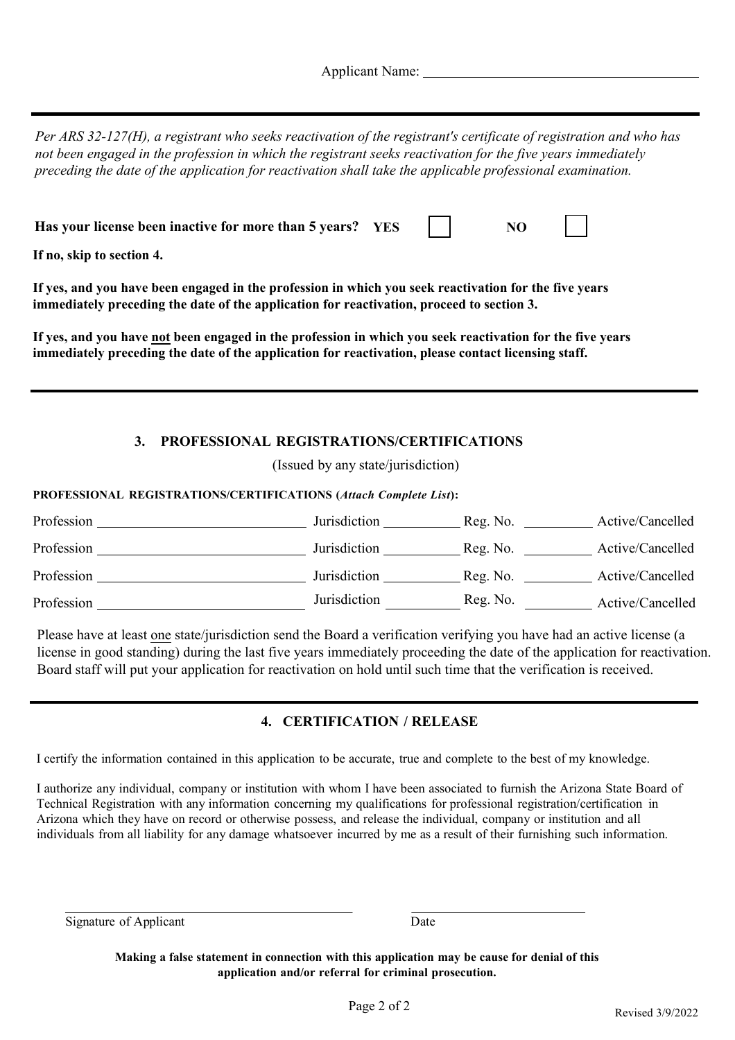Applicant Name: ______________________________

---

*Per ARS 32-127(H), a registrant who seeks reactivation of the registrant's certificate of registration and who has not been engaged in the profession in which the registrant seeks reactivation for the five years immediately preceding the date of the application for reactivation shall take the applicable professional examination.*

**Has your license been inactive for more than 5 years? YES ☐ NO ☐**

**If no, skip to section 4.**

**If yes, and you have been engaged in the profession in which you seek reactivation for the five years immediately preceding the date of the application for reactivation, proceed to section 3.**

**If yes, and you have not been engaged in the profession in which you seek reactivation for the five years immediately preceding the date of the application for reactivation, please contact licensing staff.**

---

## 3. PROFESSIONAL REGISTRATIONS/CERTIFICATIONS

(Issued by any state/jurisdiction)

**PROFESSIONAL REGISTRATIONS/CERTIFICATIONS (*Attach Complete List*):**

Profession ______________ Jurisdiction __________ Reg. No. __________ Active/Cancelled

Profession ______________ Jurisdiction __________ Reg. No. __________ Active/Cancelled

Profession ______________ Jurisdiction __________ Reg. No. __________ Active/Cancelled

Profession ______________ Jurisdiction __________ Reg. No. __________ Active/Cancelled

Please have at least one state/jurisdiction send the Board a verification verifying you have had an active license (a license in good standing) during the last five years immediately proceeding the date of the application for reactivation. Board staff will put your application for reactivation on hold until such time that the verification is received.

---

## 4. CERTIFICATION / RELEASE

I certify the information contained in this application to be accurate, true and complete to the best of my knowledge.

I authorize any individual, company or institution with whom I have been associated to furnish the Arizona State Board of Technical Registration with any information concerning my qualifications for professional registration/certification in Arizona which they have on record or otherwise possess, and release the individual, company or institution and all individuals from all liability for any damage whatsoever incurred by me as a result of their furnishing such information.

______________________________ ______________________________

Signature of Applicant Date

**Making a false statement in connection with this application may be cause for denial of this application and/or referral for criminal prosecution.**

Revised 3/9/2022